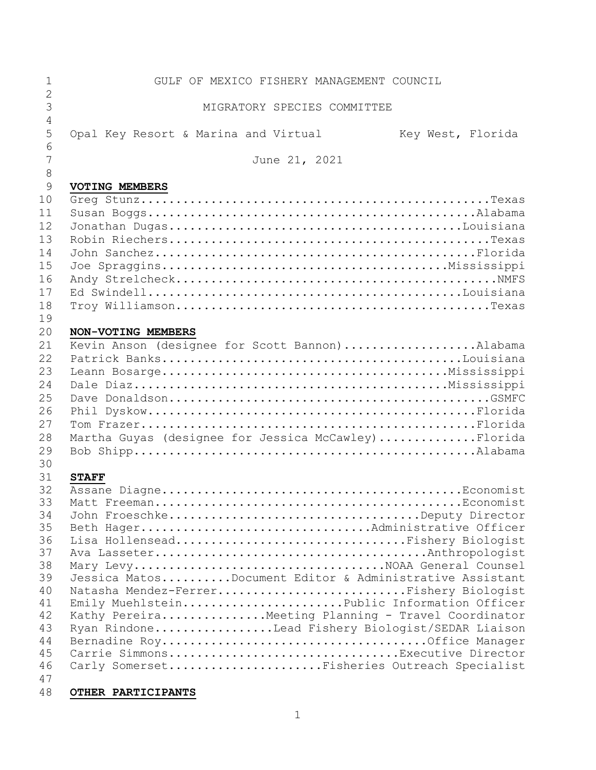GULF OF MEXICO FISHERY MANAGEMENT COUNCIL

MIGRATORY SPECIES COMMITTEE

Opal Key Resort & Marina and Virtual Key West, Florida

June 21, 2021

**VOTING MEMBERS**

Greg Stunz....................................................Texas
Susan Boggs.................................................Alabama
Jonathan Dugas............................................Louisiana
Robin Riechers................................................Texas
John Sanchez.................................................Florida
Joe Spraggins.............................................Mississippi
Andy Strelcheck................................................NMFS
Ed Swindell...............................................Louisiana
Troy Williamson...............................................Texas

**NON-VOTING MEMBERS**

Kevin Anson (designee for Scott Bannon)...................Alabama
Patrick Banks.............................................Louisiana
Leann Bosarge.............................................Mississippi
Dale Diaz.................................................Mississippi
Dave Donaldson................................................GSMFC
Phil Dyskow...................................................Florida
Tom Frazer....................................................Florida
Martha Guyas (designee for Jessica McCawley)..............Florida
Bob Shipp.....................................................Alabama

**STAFF**

Assane Diagne...............................................Economist
Matt Freeman................................................Economist
John Froeschke.........................................Deputy Director
Beth Hager..................................Administrative Officer
Lisa Hollensead.......................................Fishery Biologist
Ava Lasseter...........................................Anthropologist
Mary Levy.....................................NOAA General Counsel
Jessica Matos..........Document Editor & Administrative Assistant
Natasha Mendez-Ferrer.................................Fishery Biologist
Emily Muehlstein.......................Public Information Officer
Kathy Pereira...............Meeting Planning - Travel Coordinator
Ryan Rindone.................Lead Fishery Biologist/SEDAR Liaison
Bernadine Roy..........................................Office Manager
Carrie Simmons.....................................Executive Director
Carly Somerset.....................Fisheries Outreach Specialist

**OTHER PARTICIPANTS**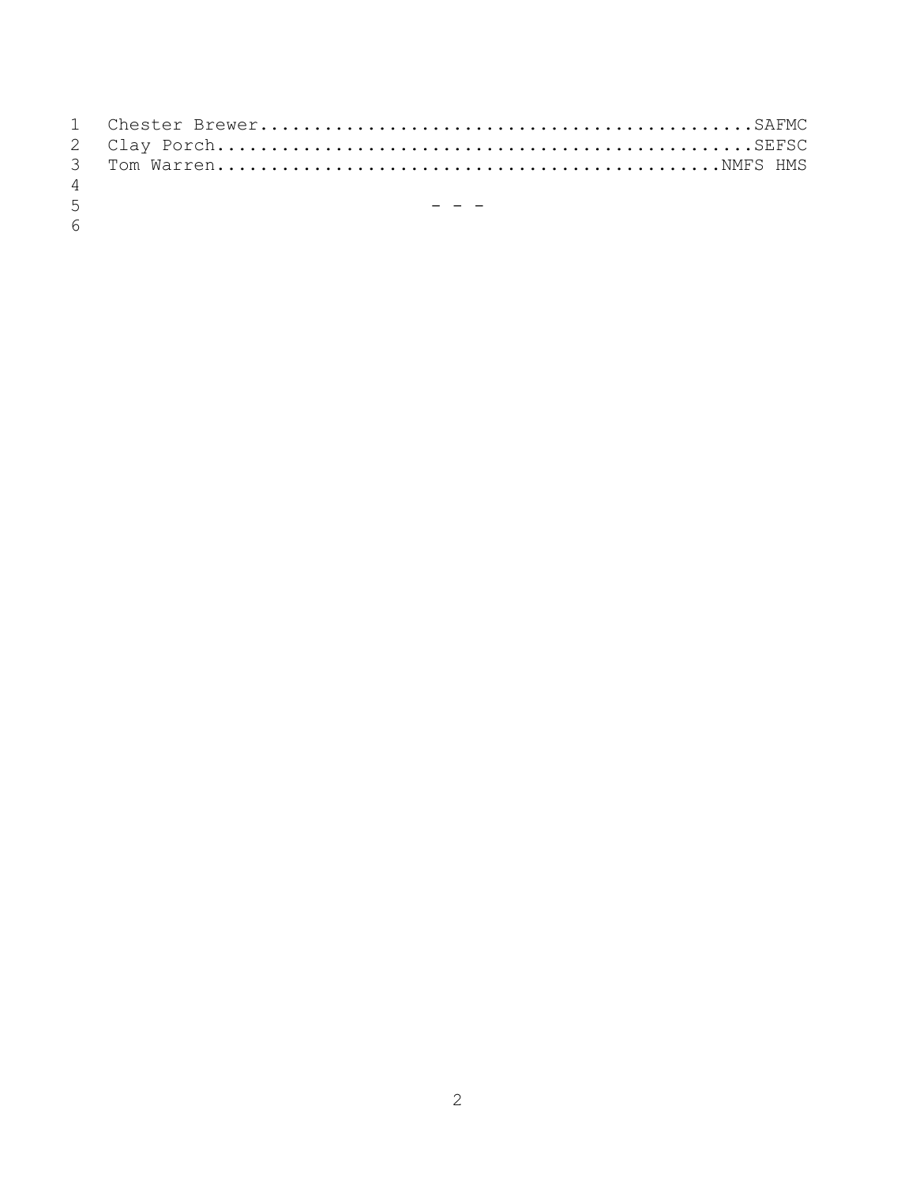Chester Brewer..............................................SAFMC
Clay Porch..................................................SEFSC
Tom Warren...............................................NMFS HMS

- - -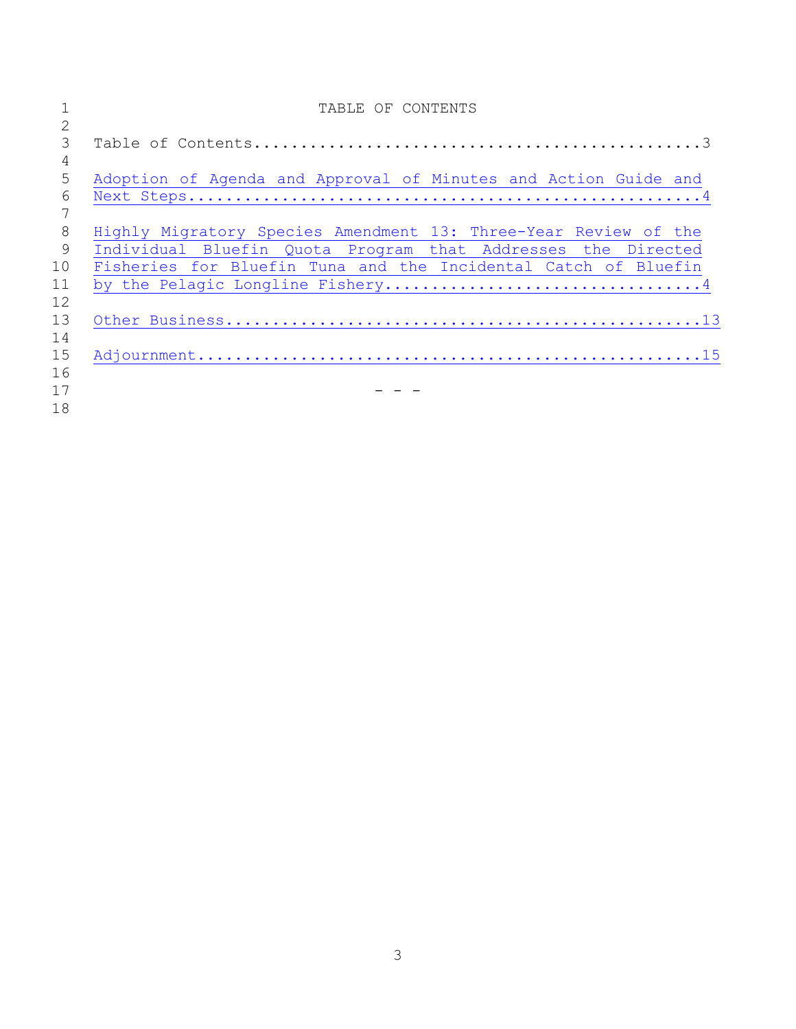# TABLE OF CONTENTS

Table of Contents................................................3

Adoption of Agenda and Approval of Minutes and Action Guide and Next Steps.....................................................4

Highly Migratory Species Amendment 13: Three-Year Review of the Individual Bluefin Quota Program that Addresses the Directed Fisheries for Bluefin Tuna and the Incidental Catch of Bluefin by the Pelagic Longline Fishery.................................4

Other Business..................................................13

Adjournment.....................................................15

\- - -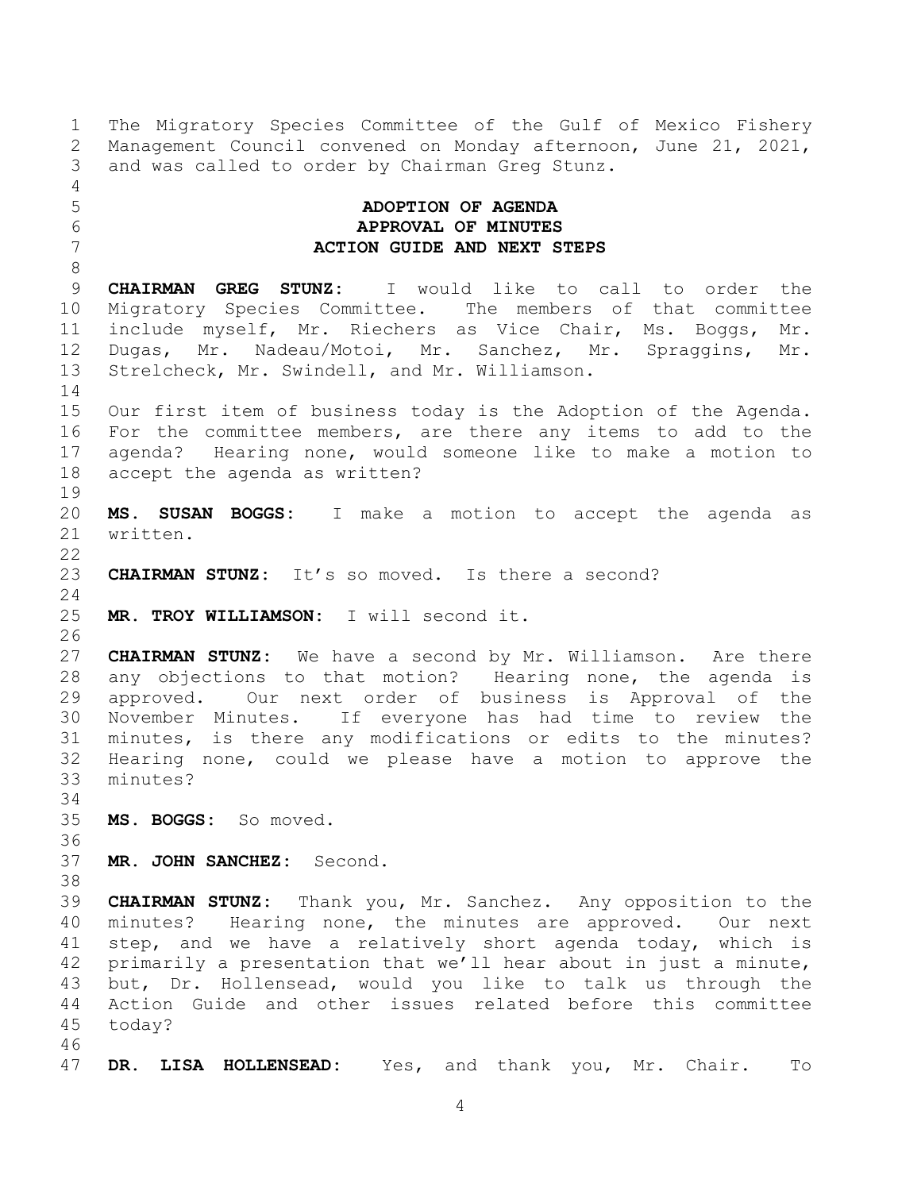The Migratory Species Committee of the Gulf of Mexico Fishery Management Council convened on Monday afternoon, June 21, 2021, and was called to order by Chairman Greg Stunz.

**ADOPTION OF AGENDA**
**APPROVAL OF MINUTES**
**ACTION GUIDE AND NEXT STEPS**

**CHAIRMAN GREG STUNZ:** I would like to call to order the Migratory Species Committee. The members of that committee include myself, Mr. Riechers as Vice Chair, Ms. Boggs, Mr. Dugas, Mr. Nadeau/Motoi, Mr. Sanchez, Mr. Spraggins, Mr. Strelcheck, Mr. Swindell, and Mr. Williamson.

Our first item of business today is the Adoption of the Agenda. For the committee members, are there any items to add to the agenda? Hearing none, would someone like to make a motion to accept the agenda as written?

**MS. SUSAN BOGGS:** I make a motion to accept the agenda as written.

**CHAIRMAN STUNZ:** It's so moved. Is there a second?

**MR. TROY WILLIAMSON:** I will second it.

**CHAIRMAN STUNZ:** We have a second by Mr. Williamson. Are there any objections to that motion? Hearing none, the agenda is approved. Our next order of business is Approval of the November Minutes. If everyone has had time to review the minutes, is there any modifications or edits to the minutes? Hearing none, could we please have a motion to approve the minutes?

**MS. BOGGS:** So moved.

**MR. JOHN SANCHEZ:** Second.

**CHAIRMAN STUNZ:** Thank you, Mr. Sanchez. Any opposition to the minutes? Hearing none, the minutes are approved. Our next step, and we have a relatively short agenda today, which is primarily a presentation that we'll hear about in just a minute, but, Dr. Hollensead, would you like to talk us through the Action Guide and other issues related before this committee today?

**DR. LISA HOLLENSEAD:** Yes, and thank you, Mr. Chair. To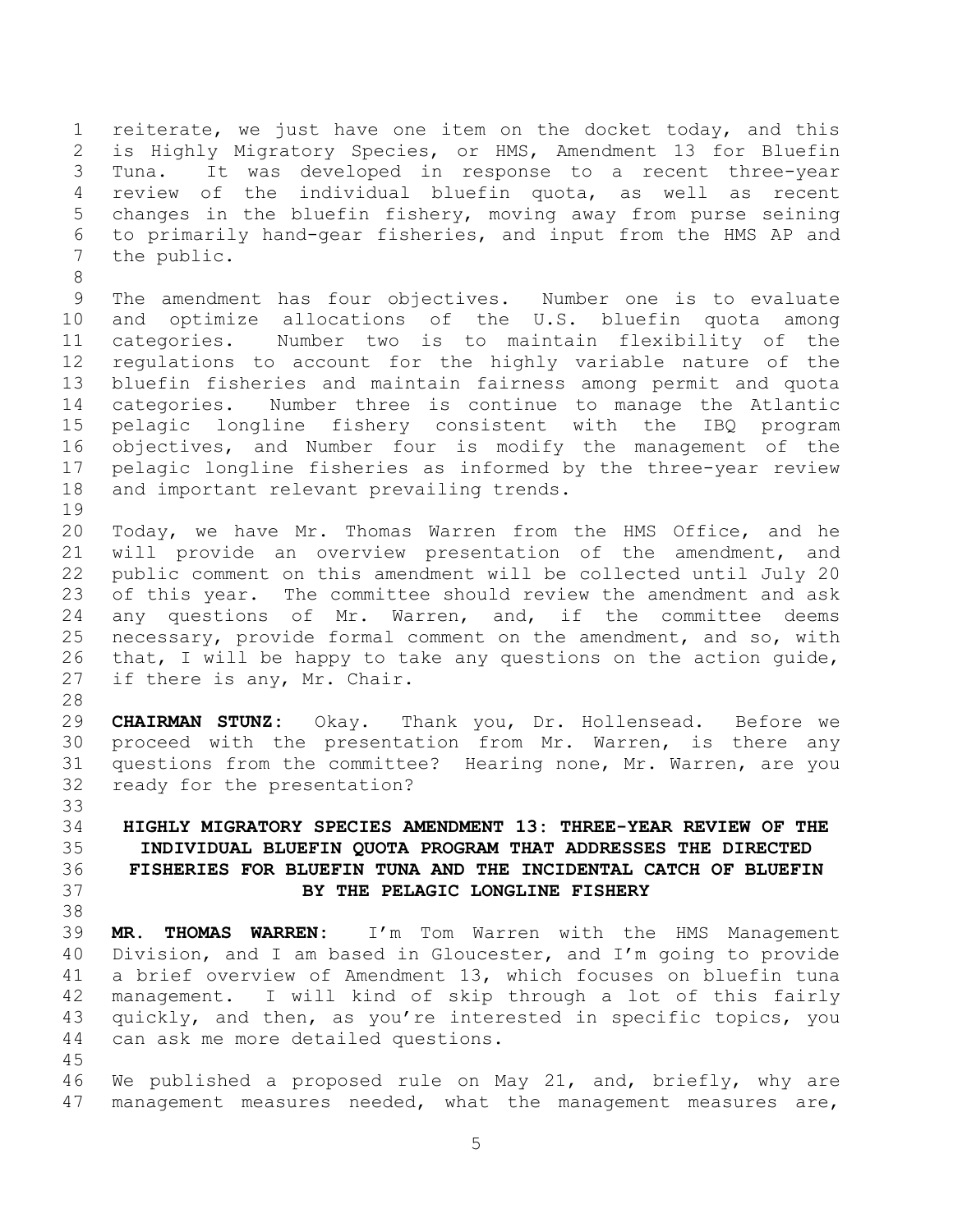reiterate, we just have one item on the docket today, and this is Highly Migratory Species, or HMS, Amendment 13 for Bluefin Tuna. It was developed in response to a recent three-year review of the individual bluefin quota, as well as recent changes in the bluefin fishery, moving away from purse seining to primarily hand-gear fisheries, and input from the HMS AP and the public.

The amendment has four objectives. Number one is to evaluate and optimize allocations of the U.S. bluefin quota among categories. Number two is to maintain flexibility of the regulations to account for the highly variable nature of the bluefin fisheries and maintain fairness among permit and quota categories. Number three is continue to manage the Atlantic pelagic longline fishery consistent with the IBQ program objectives, and Number four is modify the management of the pelagic longline fisheries as informed by the three-year review and important relevant prevailing trends.

Today, we have Mr. Thomas Warren from the HMS Office, and he will provide an overview presentation of the amendment, and public comment on this amendment will be collected until July 20 of this year. The committee should review the amendment and ask any questions of Mr. Warren, and, if the committee deems necessary, provide formal comment on the amendment, and so, with that, I will be happy to take any questions on the action guide, if there is any, Mr. Chair.

**CHAIRMAN STUNZ:** Okay. Thank you, Dr. Hollensead. Before we proceed with the presentation from Mr. Warren, is there any questions from the committee? Hearing none, Mr. Warren, are you ready for the presentation?

## HIGHLY MIGRATORY SPECIES AMENDMENT 13: THREE-YEAR REVIEW OF THE INDIVIDUAL BLUEFIN QUOTA PROGRAM THAT ADDRESSES THE DIRECTED FISHERIES FOR BLUEFIN TUNA AND THE INCIDENTAL CATCH OF BLUEFIN BY THE PELAGIC LONGLINE FISHERY

**MR. THOMAS WARREN:** I'm Tom Warren with the HMS Management Division, and I am based in Gloucester, and I'm going to provide a brief overview of Amendment 13, which focuses on bluefin tuna management. I will kind of skip through a lot of this fairly quickly, and then, as you're interested in specific topics, you can ask me more detailed questions.

We published a proposed rule on May 21, and, briefly, why are management measures needed, what the management measures are,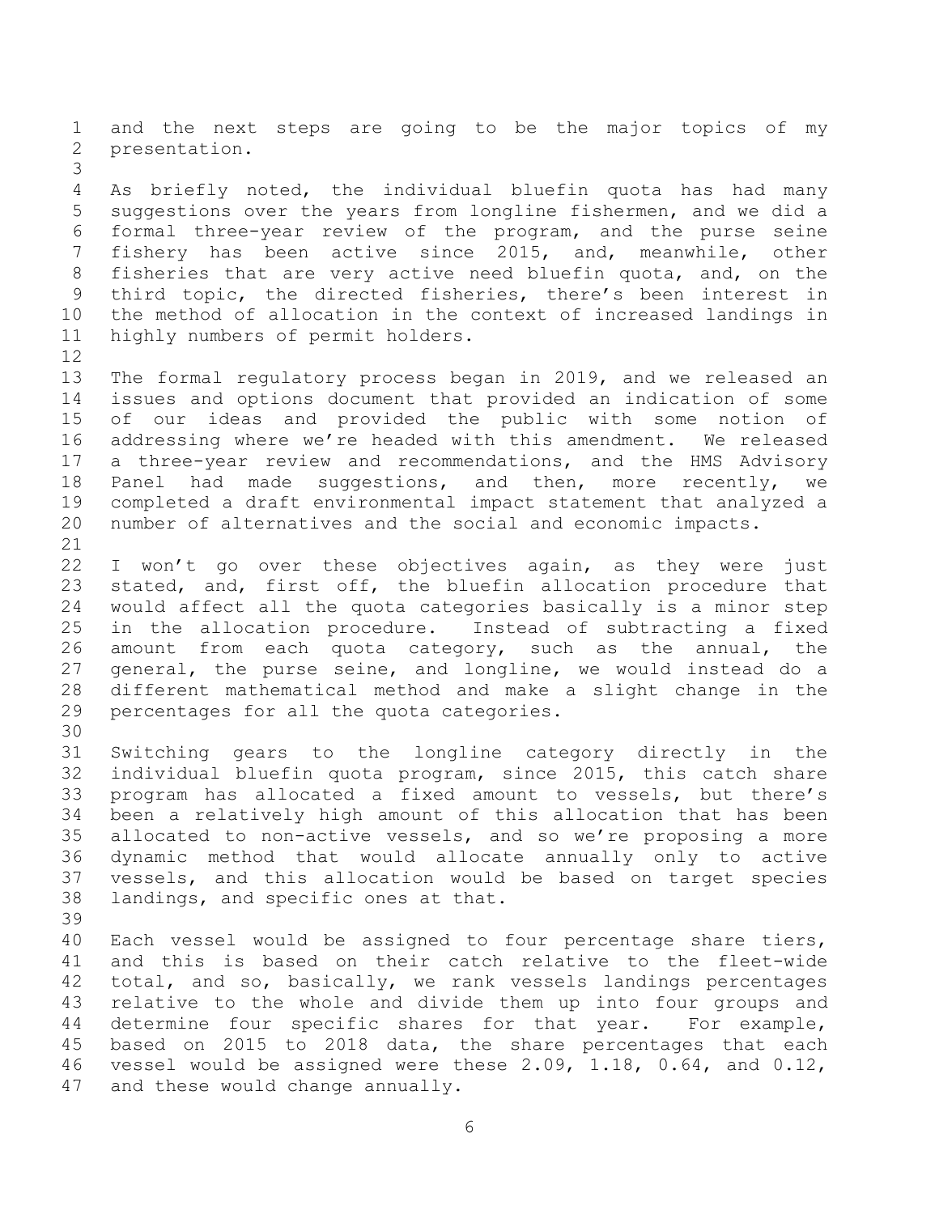and the next steps are going to be the major topics of my presentation.

As briefly noted, the individual bluefin quota has had many suggestions over the years from longline fishermen, and we did a formal three-year review of the program, and the purse seine fishery has been active since 2015, and, meanwhile, other fisheries that are very active need bluefin quota, and, on the third topic, the directed fisheries, there's been interest in the method of allocation in the context of increased landings in highly numbers of permit holders.

The formal regulatory process began in 2019, and we released an issues and options document that provided an indication of some of our ideas and provided the public with some notion of addressing where we're headed with this amendment. We released a three-year review and recommendations, and the HMS Advisory Panel had made suggestions, and then, more recently, we completed a draft environmental impact statement that analyzed a number of alternatives and the social and economic impacts.

I won't go over these objectives again, as they were just stated, and, first off, the bluefin allocation procedure that would affect all the quota categories basically is a minor step in the allocation procedure. Instead of subtracting a fixed amount from each quota category, such as the annual, the general, the purse seine, and longline, we would instead do a different mathematical method and make a slight change in the percentages for all the quota categories.

Switching gears to the longline category directly in the individual bluefin quota program, since 2015, this catch share program has allocated a fixed amount to vessels, but there's been a relatively high amount of this allocation that has been allocated to non-active vessels, and so we're proposing a more dynamic method that would allocate annually only to active vessels, and this allocation would be based on target species landings, and specific ones at that.

Each vessel would be assigned to four percentage share tiers, and this is based on their catch relative to the fleet-wide total, and so, basically, we rank vessels landings percentages relative to the whole and divide them up into four groups and determine four specific shares for that year. For example, based on 2015 to 2018 data, the share percentages that each vessel would be assigned were these 2.09, 1.18, 0.64, and 0.12, and these would change annually.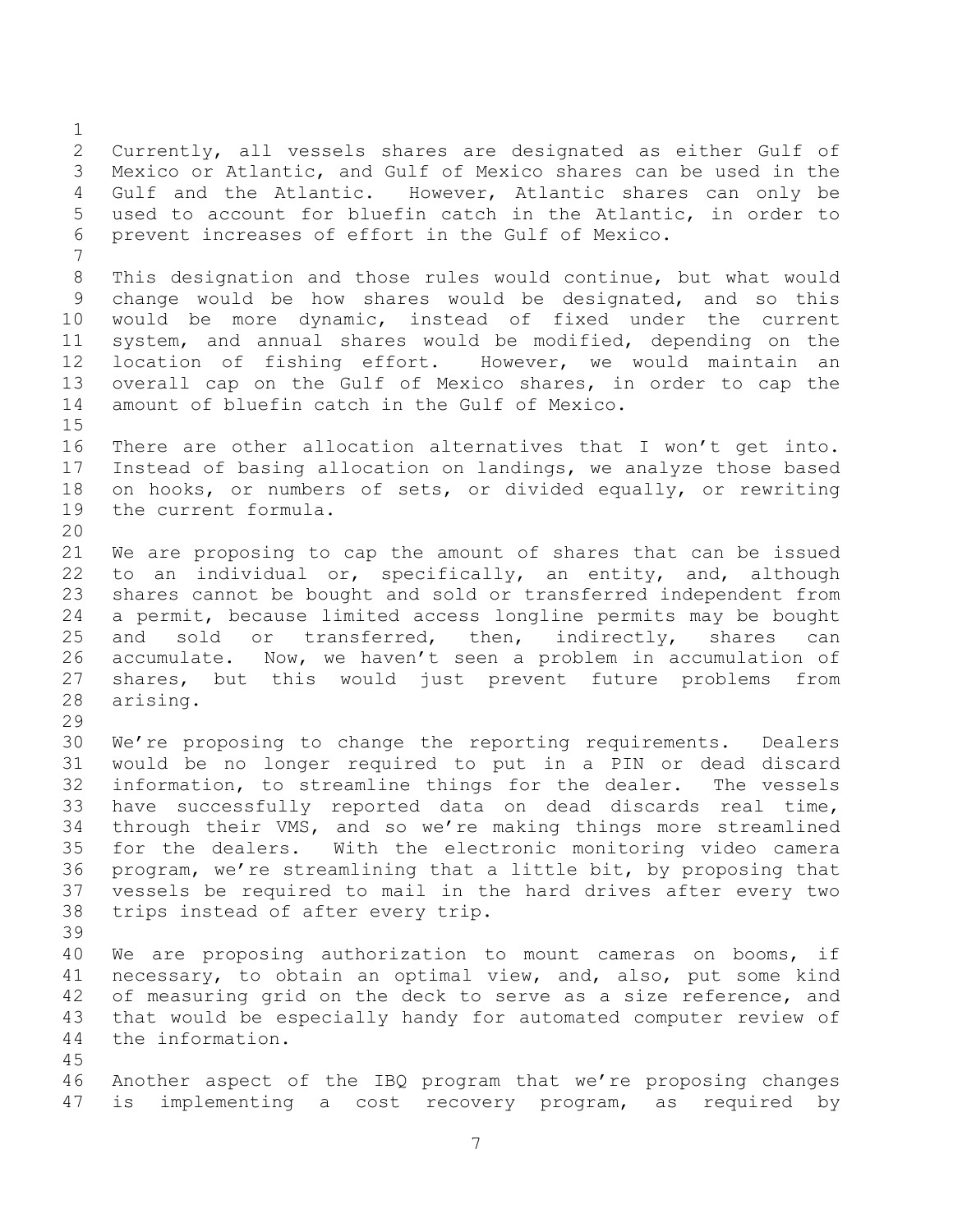Currently, all vessels shares are designated as either Gulf of Mexico or Atlantic, and Gulf of Mexico shares can be used in the Gulf and the Atlantic. However, Atlantic shares can only be used to account for bluefin catch in the Atlantic, in order to prevent increases of effort in the Gulf of Mexico.

This designation and those rules would continue, but what would change would be how shares would be designated, and so this would be more dynamic, instead of fixed under the current system, and annual shares would be modified, depending on the location of fishing effort. However, we would maintain an overall cap on the Gulf of Mexico shares, in order to cap the amount of bluefin catch in the Gulf of Mexico.

There are other allocation alternatives that I won't get into. Instead of basing allocation on landings, we analyze those based on hooks, or numbers of sets, or divided equally, or rewriting the current formula.

We are proposing to cap the amount of shares that can be issued to an individual or, specifically, an entity, and, although shares cannot be bought and sold or transferred independent from a permit, because limited access longline permits may be bought and sold or transferred, then, indirectly, shares can accumulate. Now, we haven't seen a problem in accumulation of shares, but this would just prevent future problems from arising.

We're proposing to change the reporting requirements. Dealers would be no longer required to put in a PIN or dead discard information, to streamline things for the dealer. The vessels have successfully reported data on dead discards real time, through their VMS, and so we're making things more streamlined for the dealers. With the electronic monitoring video camera program, we're streamlining that a little bit, by proposing that vessels be required to mail in the hard drives after every two trips instead of after every trip.

We are proposing authorization to mount cameras on booms, if necessary, to obtain an optimal view, and, also, put some kind of measuring grid on the deck to serve as a size reference, and that would be especially handy for automated computer review of the information.

Another aspect of the IBQ program that we're proposing changes is implementing a cost recovery program, as required by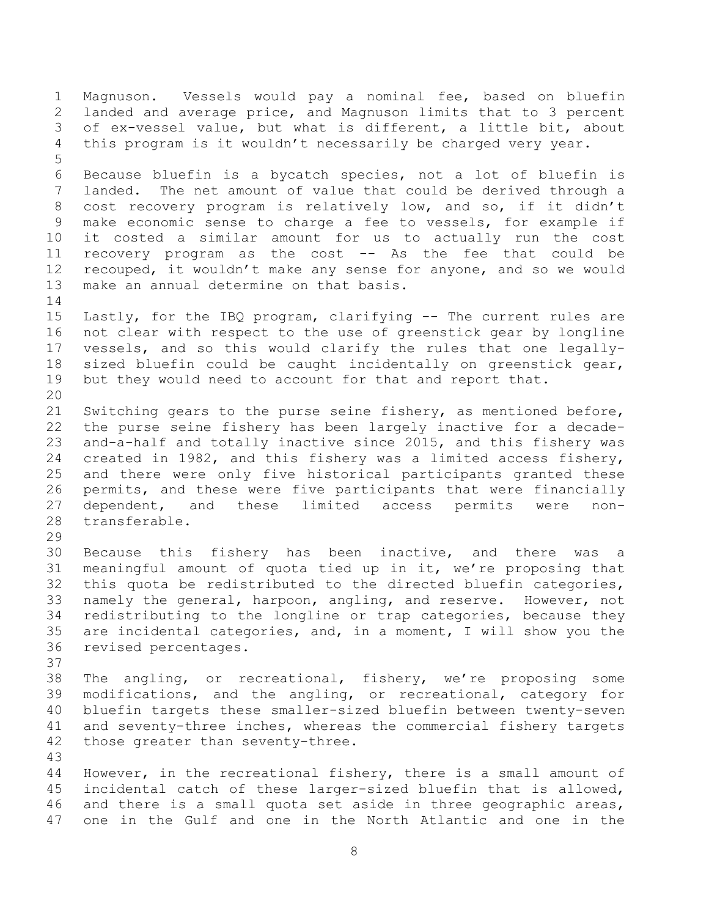Magnuson. Vessels would pay a nominal fee, based on bluefin landed and average price, and Magnuson limits that to 3 percent of ex-vessel value, but what is different, a little bit, about this program is it wouldn't necessarily be charged very year.

Because bluefin is a bycatch species, not a lot of bluefin is landed. The net amount of value that could be derived through a cost recovery program is relatively low, and so, if it didn't make economic sense to charge a fee to vessels, for example if it costed a similar amount for us to actually run the cost recovery program as the cost -- As the fee that could be recouped, it wouldn't make any sense for anyone, and so we would make an annual determine on that basis.

Lastly, for the IBQ program, clarifying -- The current rules are not clear with respect to the use of greenstick gear by longline vessels, and so this would clarify the rules that one legally-sized bluefin could be caught incidentally on greenstick gear, but they would need to account for that and report that.

Switching gears to the purse seine fishery, as mentioned before, the purse seine fishery has been largely inactive for a decade-and-a-half and totally inactive since 2015, and this fishery was created in 1982, and this fishery was a limited access fishery, and there were only five historical participants granted these permits, and these were five participants that were financially dependent, and these limited access permits were non-transferable.

Because this fishery has been inactive, and there was a meaningful amount of quota tied up in it, we're proposing that this quota be redistributed to the directed bluefin categories, namely the general, harpoon, angling, and reserve. However, not redistributing to the longline or trap categories, because they are incidental categories, and, in a moment, I will show you the revised percentages.

The angling, or recreational, fishery, we're proposing some modifications, and the angling, or recreational, category for bluefin targets these smaller-sized bluefin between twenty-seven and seventy-three inches, whereas the commercial fishery targets those greater than seventy-three.

However, in the recreational fishery, there is a small amount of incidental catch of these larger-sized bluefin that is allowed, and there is a small quota set aside in three geographic areas, one in the Gulf and one in the North Atlantic and one in the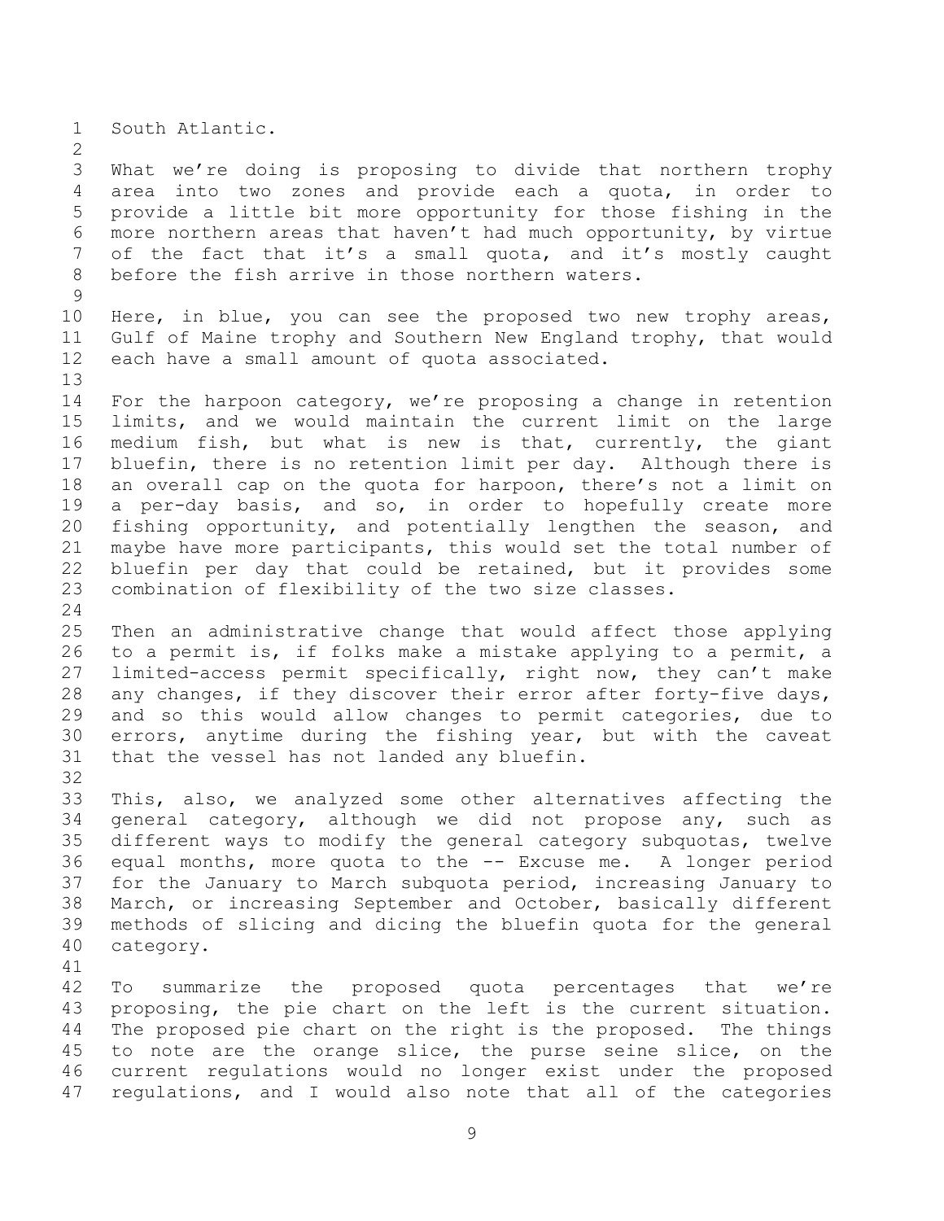South Atlantic.

What we're doing is proposing to divide that northern trophy area into two zones and provide each a quota, in order to provide a little bit more opportunity for those fishing in the more northern areas that haven't had much opportunity, by virtue of the fact that it's a small quota, and it's mostly caught before the fish arrive in those northern waters.

Here, in blue, you can see the proposed two new trophy areas, Gulf of Maine trophy and Southern New England trophy, that would each have a small amount of quota associated.

For the harpoon category, we're proposing a change in retention limits, and we would maintain the current limit on the large medium fish, but what is new is that, currently, the giant bluefin, there is no retention limit per day. Although there is an overall cap on the quota for harpoon, there's not a limit on a per-day basis, and so, in order to hopefully create more fishing opportunity, and potentially lengthen the season, and maybe have more participants, this would set the total number of bluefin per day that could be retained, but it provides some combination of flexibility of the two size classes.

Then an administrative change that would affect those applying to a permit is, if folks make a mistake applying to a permit, a limited-access permit specifically, right now, they can't make any changes, if they discover their error after forty-five days, and so this would allow changes to permit categories, due to errors, anytime during the fishing year, but with the caveat that the vessel has not landed any bluefin.

This, also, we analyzed some other alternatives affecting the general category, although we did not propose any, such as different ways to modify the general category subquotas, twelve equal months, more quota to the -- Excuse me. A longer period for the January to March subquota period, increasing January to March, or increasing September and October, basically different methods of slicing and dicing the bluefin quota for the general category.

To summarize the proposed quota percentages that we're proposing, the pie chart on the left is the current situation. The proposed pie chart on the right is the proposed. The things to note are the orange slice, the purse seine slice, on the current regulations would no longer exist under the proposed regulations, and I would also note that all of the categories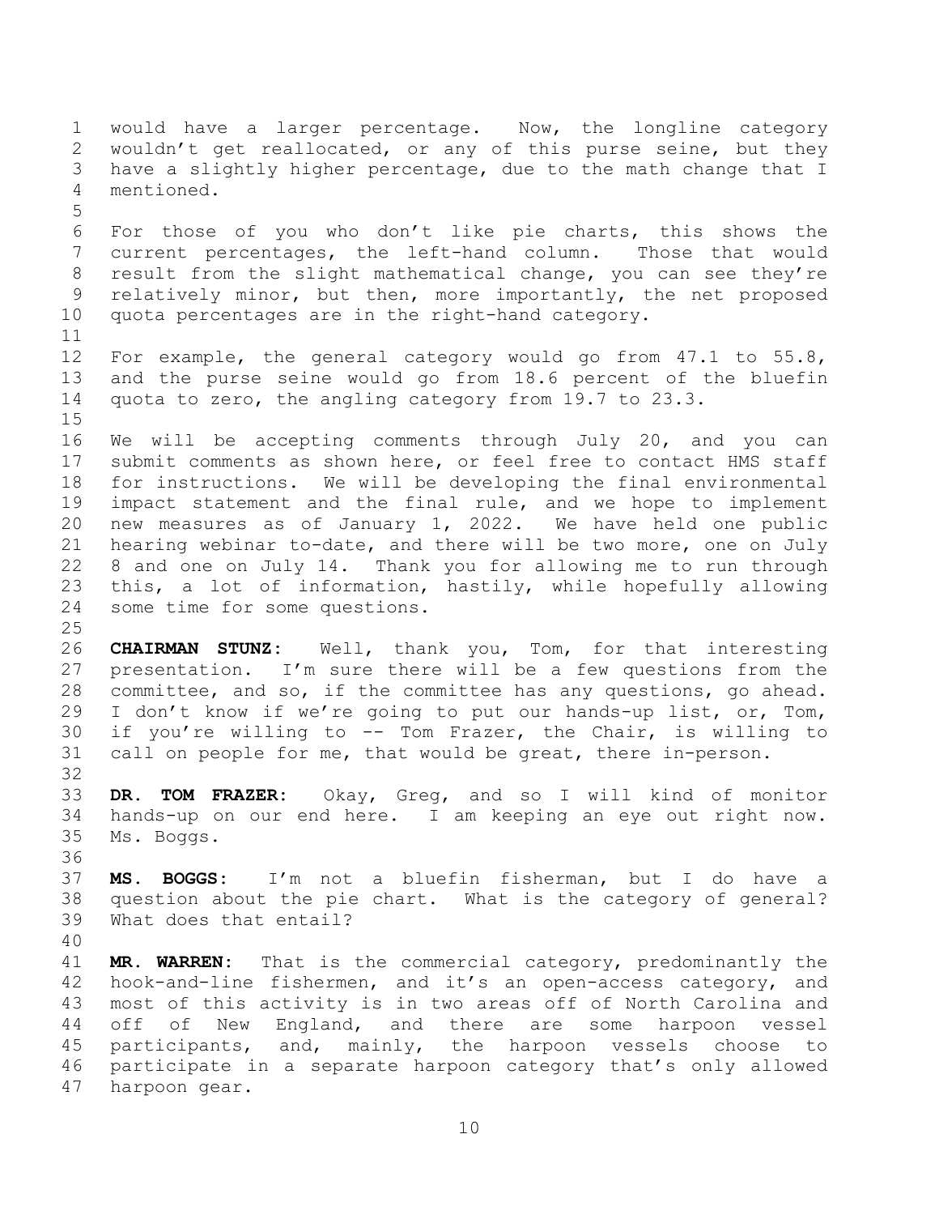would have a larger percentage. Now, the longline category wouldn't get reallocated, or any of this purse seine, but they have a slightly higher percentage, due to the math change that I mentioned.

For those of you who don't like pie charts, this shows the current percentages, the left-hand column. Those that would result from the slight mathematical change, you can see they're relatively minor, but then, more importantly, the net proposed quota percentages are in the right-hand category.

For example, the general category would go from 47.1 to 55.8, and the purse seine would go from 18.6 percent of the bluefin quota to zero, the angling category from 19.7 to 23.3.

We will be accepting comments through July 20, and you can submit comments as shown here, or feel free to contact HMS staff for instructions. We will be developing the final environmental impact statement and the final rule, and we hope to implement new measures as of January 1, 2022. We have held one public hearing webinar to-date, and there will be two more, one on July 8 and one on July 14. Thank you for allowing me to run through this, a lot of information, hastily, while hopefully allowing some time for some questions.

**CHAIRMAN STUNZ:** Well, thank you, Tom, for that interesting presentation. I'm sure there will be a few questions from the committee, and so, if the committee has any questions, go ahead. I don't know if we're going to put our hands-up list, or, Tom, if you're willing to -- Tom Frazer, the Chair, is willing to call on people for me, that would be great, there in-person.

**DR. TOM FRAZER:** Okay, Greg, and so I will kind of monitor hands-up on our end here. I am keeping an eye out right now. Ms. Boggs.

**MS. BOGGS:** I'm not a bluefin fisherman, but I do have a question about the pie chart. What is the category of general? What does that entail?

**MR. WARREN:** That is the commercial category, predominantly the hook-and-line fishermen, and it's an open-access category, and most of this activity is in two areas off of North Carolina and off of New England, and there are some harpoon vessel participants, and, mainly, the harpoon vessels choose to participate in a separate harpoon category that's only allowed harpoon gear.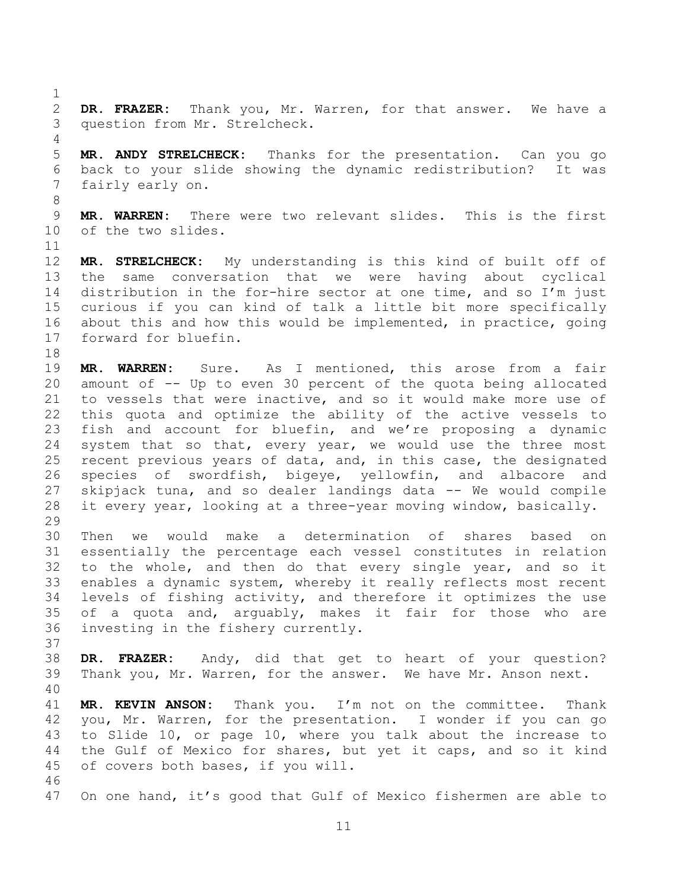**DR. FRAZER:** Thank you, Mr. Warren, for that answer. We have a question from Mr. Strelcheck.

**MR. ANDY STRELCHECK:** Thanks for the presentation. Can you go back to your slide showing the dynamic redistribution? It was fairly early on.

**MR. WARREN:** There were two relevant slides. This is the first of the two slides.

**MR. STRELCHECK:** My understanding is this kind of built off of the same conversation that we were having about cyclical distribution in the for-hire sector at one time, and so I'm just curious if you can kind of talk a little bit more specifically about this and how this would be implemented, in practice, going forward for bluefin.

**MR. WARREN:** Sure. As I mentioned, this arose from a fair amount of -- Up to even 30 percent of the quota being allocated to vessels that were inactive, and so it would make more use of this quota and optimize the ability of the active vessels to fish and account for bluefin, and we're proposing a dynamic system that so that, every year, we would use the three most recent previous years of data, and, in this case, the designated species of swordfish, bigeye, yellowfin, and albacore and skipjack tuna, and so dealer landings data -- We would compile it every year, looking at a three-year moving window, basically.

Then we would make a determination of shares based on essentially the percentage each vessel constitutes in relation to the whole, and then do that every single year, and so it enables a dynamic system, whereby it really reflects most recent levels of fishing activity, and therefore it optimizes the use of a quota and, arguably, makes it fair for those who are investing in the fishery currently.

**DR. FRAZER:** Andy, did that get to heart of your question? Thank you, Mr. Warren, for the answer. We have Mr. Anson next.

**MR. KEVIN ANSON:** Thank you. I'm not on the committee. Thank you, Mr. Warren, for the presentation. I wonder if you can go to Slide 10, or page 10, where you talk about the increase to the Gulf of Mexico for shares, but yet it caps, and so it kind of covers both bases, if you will.

On one hand, it's good that Gulf of Mexico fishermen are able to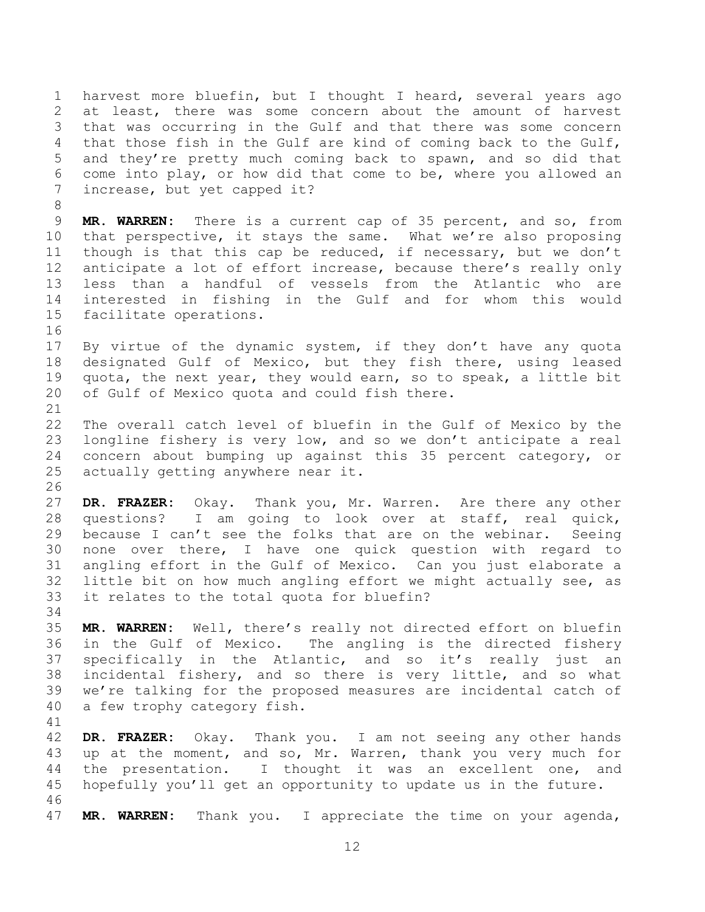harvest more bluefin, but I thought I heard, several years ago at least, there was some concern about the amount of harvest that was occurring in the Gulf and that there was some concern that those fish in the Gulf are kind of coming back to the Gulf, and they're pretty much coming back to spawn, and so did that come into play, or how did that come to be, where you allowed an increase, but yet capped it?

**MR. WARREN:** There is a current cap of 35 percent, and so, from that perspective, it stays the same. What we're also proposing though is that this cap be reduced, if necessary, but we don't anticipate a lot of effort increase, because there's really only less than a handful of vessels from the Atlantic who are interested in fishing in the Gulf and for whom this would facilitate operations.

By virtue of the dynamic system, if they don't have any quota designated Gulf of Mexico, but they fish there, using leased quota, the next year, they would earn, so to speak, a little bit of Gulf of Mexico quota and could fish there.

The overall catch level of bluefin in the Gulf of Mexico by the longline fishery is very low, and so we don't anticipate a real concern about bumping up against this 35 percent category, or actually getting anywhere near it.

**DR. FRAZER:** Okay. Thank you, Mr. Warren. Are there any other questions? I am going to look over at staff, real quick, because I can't see the folks that are on the webinar. Seeing none over there, I have one quick question with regard to angling effort in the Gulf of Mexico. Can you just elaborate a little bit on how much angling effort we might actually see, as it relates to the total quota for bluefin?

**MR. WARREN:** Well, there's really not directed effort on bluefin in the Gulf of Mexico. The angling is the directed fishery specifically in the Atlantic, and so it's really just an incidental fishery, and so there is very little, and so what we're talking for the proposed measures are incidental catch of a few trophy category fish.

**DR. FRAZER:** Okay. Thank you. I am not seeing any other hands up at the moment, and so, Mr. Warren, thank you very much for the presentation. I thought it was an excellent one, and hopefully you'll get an opportunity to update us in the future.

**MR. WARREN:** Thank you. I appreciate the time on your agenda,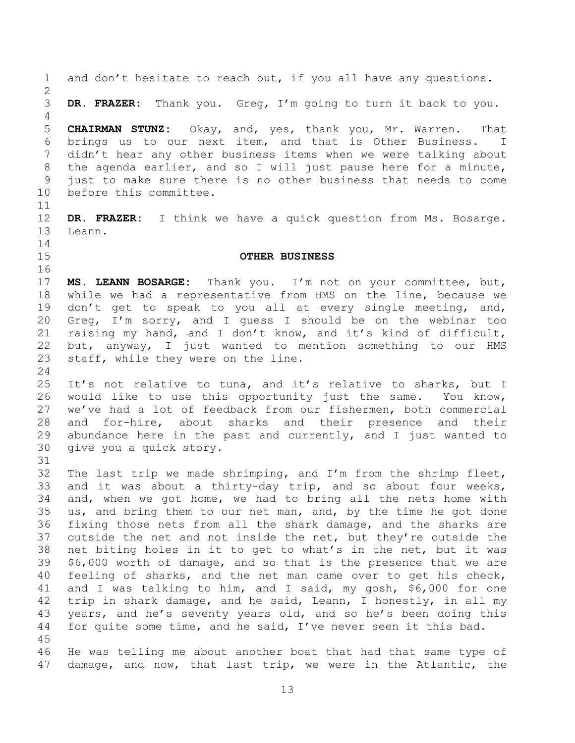and don't hesitate to reach out, if you all have any questions.

**DR. FRAZER:** Thank you. Greg, I'm going to turn it back to you.

**CHAIRMAN STUNZ:** Okay, and, yes, thank you, Mr. Warren. That brings us to our next item, and that is Other Business. I didn't hear any other business items when we were talking about the agenda earlier, and so I will just pause here for a minute, just to make sure there is no other business that needs to come before this committee.

**DR. FRAZER:** I think we have a quick question from Ms. Bosarge. Leann.

## OTHER BUSINESS

**MS. LEANN BOSARGE:** Thank you. I'm not on your committee, but, while we had a representative from HMS on the line, because we don't get to speak to you all at every single meeting, and, Greg, I'm sorry, and I guess I should be on the webinar too raising my hand, and I don't know, and it's kind of difficult, but, anyway, I just wanted to mention something to our HMS staff, while they were on the line.

It's not relative to tuna, and it's relative to sharks, but I would like to use this opportunity just the same. You know, we've had a lot of feedback from our fishermen, both commercial and for-hire, about sharks and their presence and their abundance here in the past and currently, and I just wanted to give you a quick story.

The last trip we made shrimping, and I'm from the shrimp fleet, and it was about a thirty-day trip, and so about four weeks, and, when we got home, we had to bring all the nets home with us, and bring them to our net man, and, by the time he got done fixing those nets from all the shark damage, and the sharks are outside the net and not inside the net, but they're outside the net biting holes in it to get to what's in the net, but it was $6,000 worth of damage, and so that is the presence that we are feeling of sharks, and the net man came over to get his check, and I was talking to him, and I said, my gosh, $6,000 for one trip in shark damage, and he said, Leann, I honestly, in all my years, and he's seventy years old, and so he's been doing this for quite some time, and he said, I've never seen it this bad.

He was telling me about another boat that had that same type of damage, and now, that last trip, we were in the Atlantic, the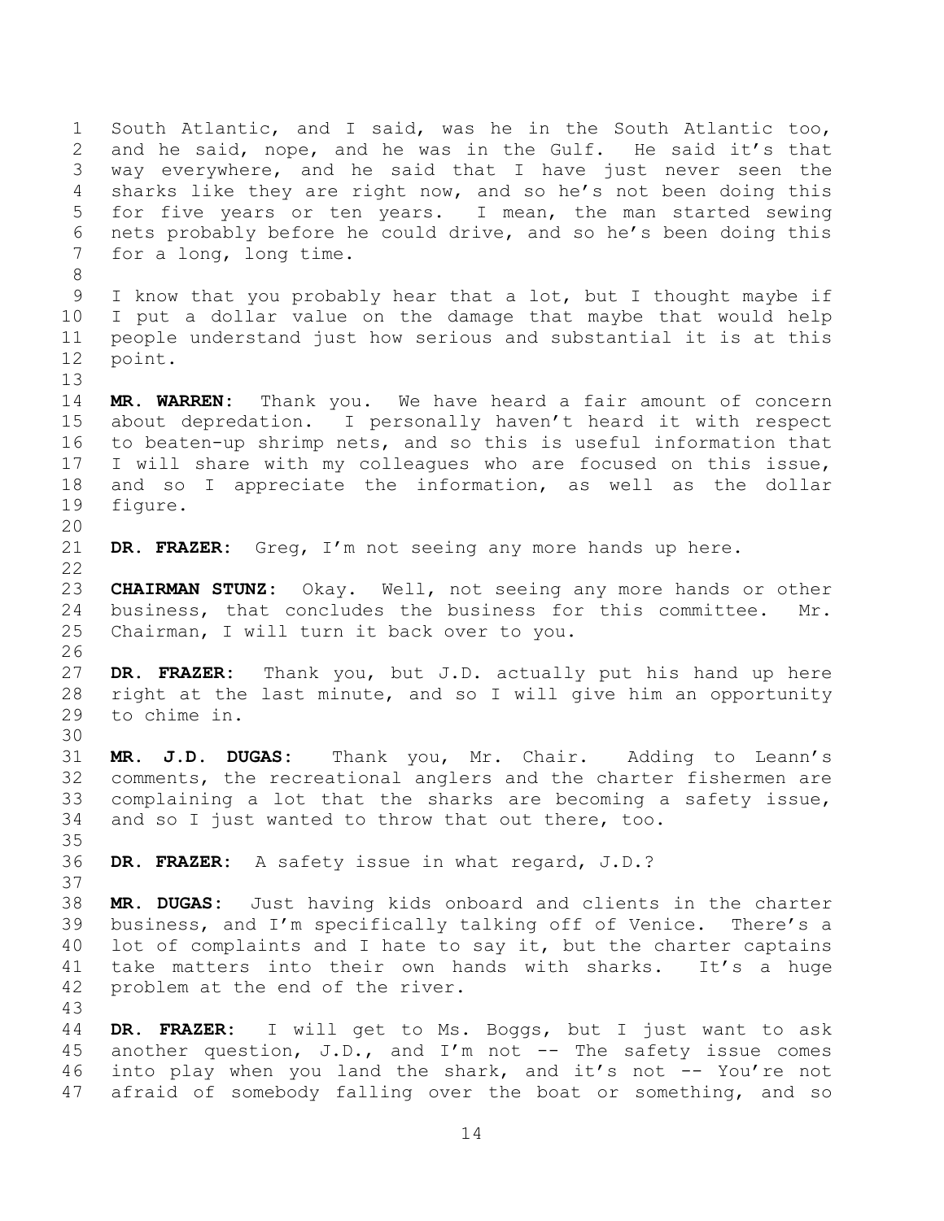South Atlantic, and I said, was he in the South Atlantic too, and he said, nope, and he was in the Gulf. He said it's that way everywhere, and he said that I have just never seen the sharks like they are right now, and so he's not been doing this for five years or ten years. I mean, the man started sewing nets probably before he could drive, and so he's been doing this for a long, long time.

I know that you probably hear that a lot, but I thought maybe if I put a dollar value on the damage that maybe that would help people understand just how serious and substantial it is at this point.

**MR. WARREN:** Thank you. We have heard a fair amount of concern about depredation. I personally haven't heard it with respect to beaten-up shrimp nets, and so this is useful information that I will share with my colleagues who are focused on this issue, and so I appreciate the information, as well as the dollar figure.

**DR. FRAZER:** Greg, I'm not seeing any more hands up here.

**CHAIRMAN STUNZ:** Okay. Well, not seeing any more hands or other business, that concludes the business for this committee. Mr. Chairman, I will turn it back over to you.

**DR. FRAZER:** Thank you, but J.D. actually put his hand up here right at the last minute, and so I will give him an opportunity to chime in.

**MR. J.D. DUGAS:** Thank you, Mr. Chair. Adding to Leann's comments, the recreational anglers and the charter fishermen are complaining a lot that the sharks are becoming a safety issue, and so I just wanted to throw that out there, too.

**DR. FRAZER:** A safety issue in what regard, J.D.?

**MR. DUGAS:** Just having kids onboard and clients in the charter business, and I'm specifically talking off of Venice. There's a lot of complaints and I hate to say it, but the charter captains take matters into their own hands with sharks. It's a huge problem at the end of the river.

**DR. FRAZER:** I will get to Ms. Boggs, but I just want to ask another question, J.D., and I'm not -- The safety issue comes into play when you land the shark, and it's not -- You're not afraid of somebody falling over the boat or something, and so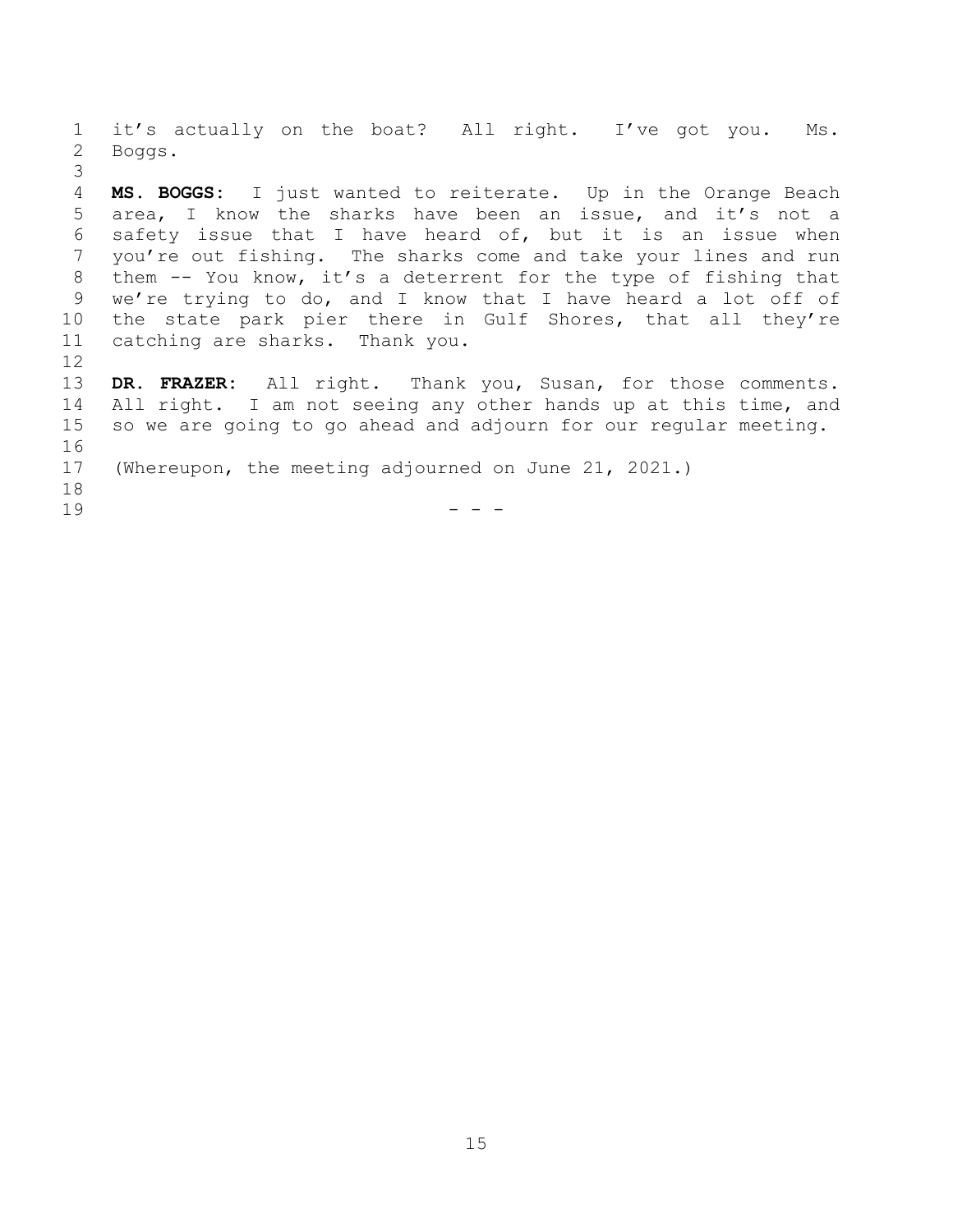it's actually on the boat? All right. I've got you. Ms. Boggs.

**MS. BOGGS:** I just wanted to reiterate. Up in the Orange Beach area, I know the sharks have been an issue, and it's not a safety issue that I have heard of, but it is an issue when you're out fishing. The sharks come and take your lines and run them -- You know, it's a deterrent for the type of fishing that we're trying to do, and I know that I have heard a lot off of the state park pier there in Gulf Shores, that all they're catching are sharks. Thank you.

**DR. FRAZER:** All right. Thank you, Susan, for those comments. All right. I am not seeing any other hands up at this time, and so we are going to go ahead and adjourn for our regular meeting.

(Whereupon, the meeting adjourned on June 21, 2021.)

\- - -